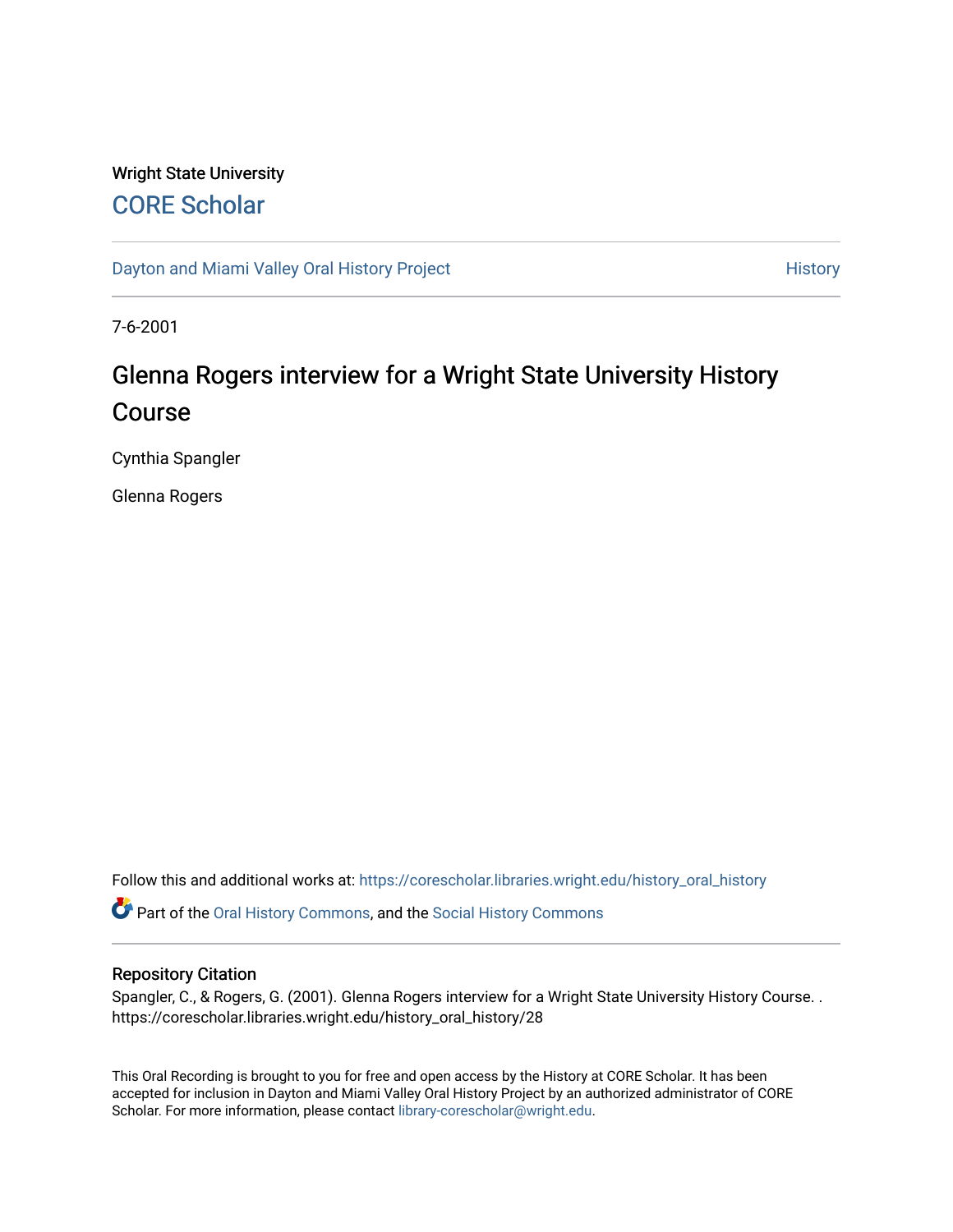Wright State University

## CORE Scholar

Dayton and Miami Valley Oral History Project

History

7-6-2001

# Glenna Rogers interview for a Wright State University History Course

Cynthia Spangler

Glenna Rogers

Follow this and additional works at: https://corescholar.libraries.wright.edu/history_oral_history

Part of the Oral History Commons, and the Social History Commons

## Repository Citation

Spangler, C., & Rogers, G. (2001). Glenna Rogers interview for a Wright State University History Course. . https://corescholar.libraries.wright.edu/history_oral_history/28

This Oral Recording is brought to you for free and open access by the History at CORE Scholar. It has been accepted for inclusion in Dayton and Miami Valley Oral History Project by an authorized administrator of CORE Scholar. For more information, please contact library-corescholar@wright.edu.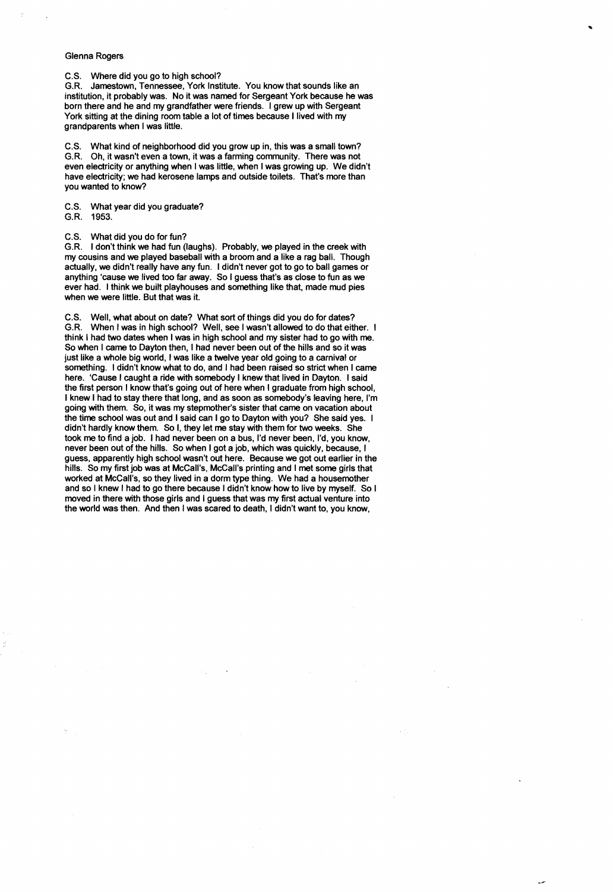Glenna Rogers

C.S. Where did you go to high school?
G.R. Jamestown, Tennessee, York Institute. You know that sounds like an institution, it probably was. No it was named for Sergeant York because he was born there and he and my grandfather were friends. I grew up with Sergeant York sitting at the dining room table a lot of times because I lived with my grandparents when I was little.

C.S. What kind of neighborhood did you grow up in, this was a small town?
G.R. Oh, it wasn't even a town, it was a farming community. There was not even electricity or anything when I was little, when I was growing up. We didn't have electricity; we had kerosene lamps and outside toilets. That's more than you wanted to know?

C.S. What year did you graduate?
G.R. 1953.

C.S. What did you do for fun?
G.R. I don't think we had fun (laughs). Probably, we played in the creek with my cousins and we played baseball with a broom and a like a rag ball. Though actually, we didn't really have any fun. I didn't never got to go to ball games or anything 'cause we lived too far away. So I guess that's as close to fun as we ever had. I think we built playhouses and something like that, made mud pies when we were little. But that was it.

C.S. Well, what about on date? What sort of things did you do for dates?
G.R. When I was in high school? Well, see I wasn't allowed to do that either. I think I had two dates when I was in high school and my sister had to go with me. So when I came to Dayton then, I had never been out of the hills and so it was just like a whole big world, I was like a twelve year old going to a carnival or something. I didn't know what to do, and I had been raised so strict when I came here. 'Cause I caught a ride with somebody I knew that lived in Dayton. I said the first person I know that's going out of here when I graduate from high school, I knew I had to stay there that long, and as soon as somebody's leaving here, I'm going with them. So, it was my stepmother's sister that came on vacation about the time school was out and I said can I go to Dayton with you? She said yes. I didn't hardly know them. So I, they let me stay with them for two weeks. She took me to find a job. I had never been on a bus, I'd never been, I'd, you know, never been out of the hills. So when I got a job, which was quickly, because, I guess, apparently high school wasn't out here. Because we got out earlier in the hills. So my first job was at McCall's, McCall's printing and I met some girls that worked at McCall's, so they lived in a dorm type thing. We had a housemother and so I knew I had to go there because I didn't know how to live by myself. So I moved in there with those girls and I guess that was my first actual venture into the world was then. And then I was scared to death, I didn't want to, you know,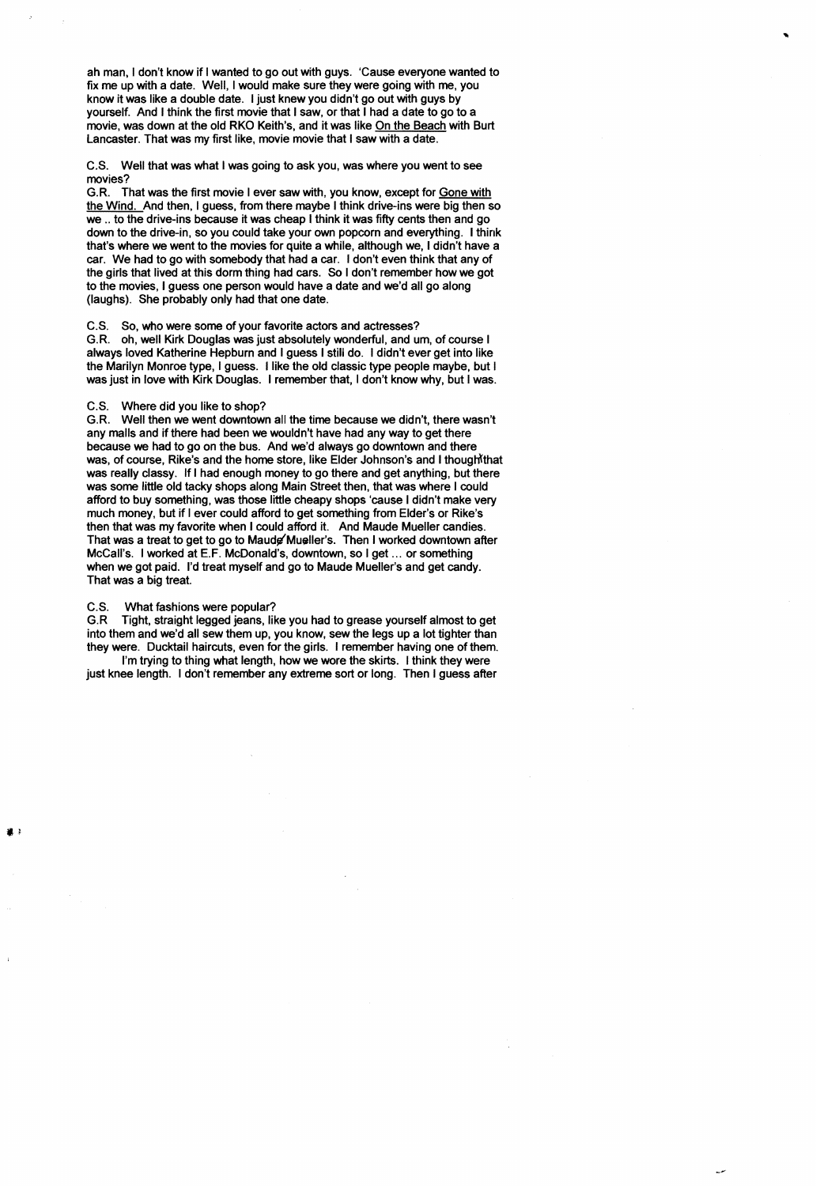ah man, I don't know if I wanted to go out with guys. 'Cause everyone wanted to fix me up with a date. Well, I would make sure they were going with me, you know it was like a double date. I just knew you didn't go out with guys by yourself. And I think the first movie that I saw, or that I had a date to go to a movie, was down at the old RKO Keith's, and it was like On the Beach with Burt Lancaster. That was my first like, movie movie that I saw with a date.

C.S. Well that was what I was going to ask you, was where you went to see movies?

G.R. That was the first movie I ever saw with, you know, except for Gone with the Wind. And then, I guess, from there maybe I think drive-ins were big then so we .. to the drive-ins because it was cheap I think it was fifty cents then and go down to the drive-in, so you could take your own popcorn and everything. I think that's where we went to the movies for quite a while, although we, I didn't have a car. We had to go with somebody that had a car. I don't even think that any of the girls that lived at this dorm thing had cars. So I don't remember how we got to the movies, I guess one person would have a date and we'd all go along (laughs). She probably only had that one date.

C.S. So, who were some of your favorite actors and actresses?

G.R. oh, well Kirk Douglas was just absolutely wonderful, and um, of course I always loved Katherine Hepburn and I guess I still do. I didn't ever get into like the Marilyn Monroe type, I guess. I like the old classic type people maybe, but I was just in love with Kirk Douglas. I remember that, I don't know why, but I was.

C.S. Where did you like to shop?

G.R. Well then we went downtown all the time because we didn't, there wasn't any malls and if there had been we wouldn't have had any way to get there because we had to go on the bus. And we'd always go downtown and there was, of course, Rike's and the home store, like Elder Johnson's and I thought that was really classy. If I had enough money to go there and get anything, but there was some little old tacky shops along Main Street then, that was where I could afford to buy something, was those little cheapy shops 'cause I didn't make very much money, but if I ever could afford to get something from Elder's or Rike's then that was my favorite when I could afford it. And Maude Mueller candies. That was a treat to get to go to Maude Mueller's. Then I worked downtown after McCall's. I worked at E.F. McDonald's, downtown, so I get ... or something when we got paid. I'd treat myself and go to Maude Mueller's and get candy. That was a big treat.

C.S. What fashions were popular?

G.R Tight, straight legged jeans, like you had to grease yourself almost to get into them and we'd all sew them up, you know, sew the legs up a lot tighter than they were. Ducktail haircuts, even for the girls. I remember having one of them.

I'm trying to thing what length, how we wore the skirts. I think they were just knee length. I don't remember any extreme sort or long. Then I guess after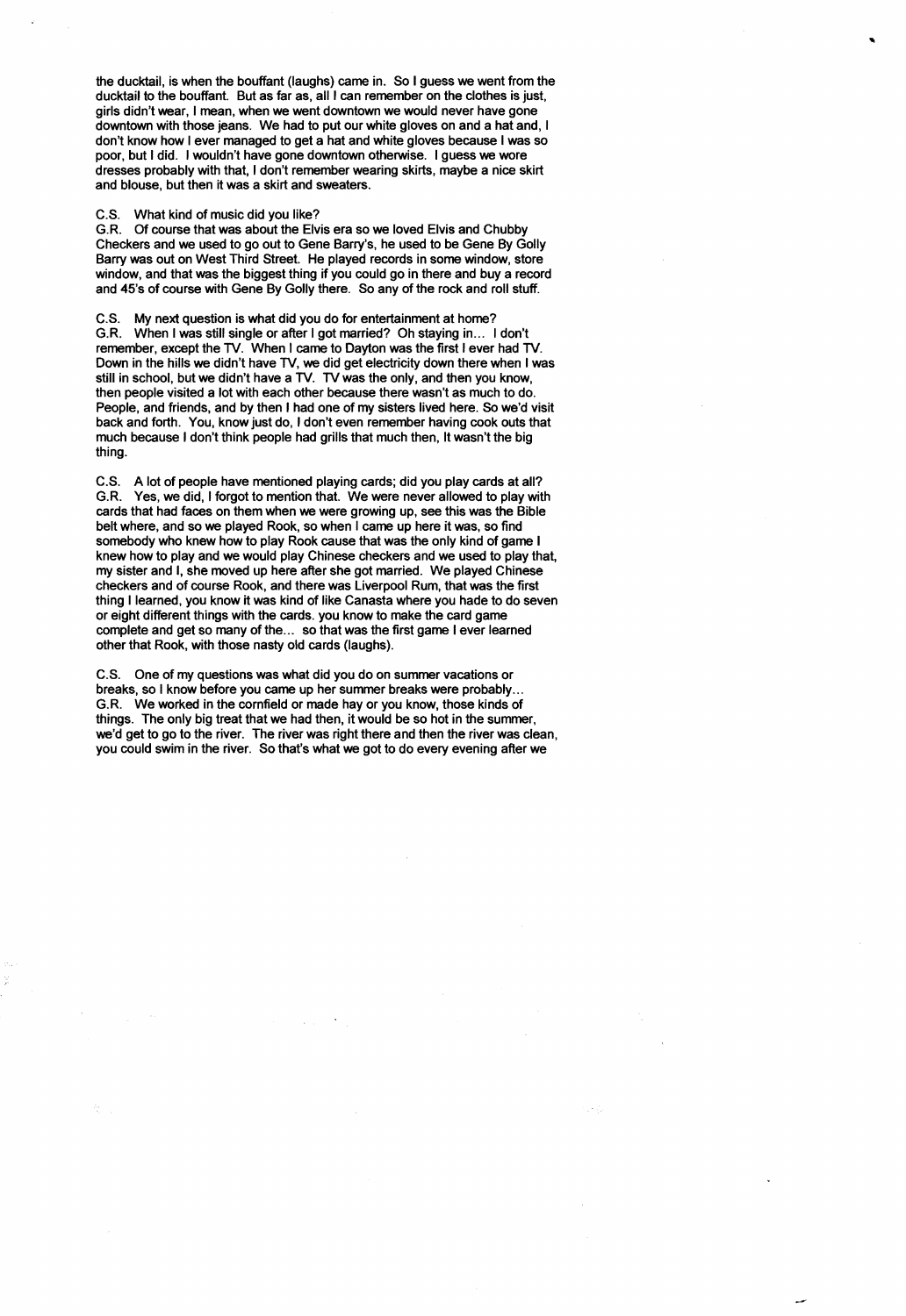the ducktail, is when the bouffant (laughs) came in. So I guess we went from the ducktail to the bouffant. But as far as, all I can remember on the clothes is just, girls didn't wear, I mean, when we went downtown we would never have gone downtown with those jeans. We had to put our white gloves on and a hat and, I don't know how I ever managed to get a hat and white gloves because I was so poor, but I did. I wouldn't have gone downtown otherwise. I guess we wore dresses probably with that, I don't remember wearing skirts, maybe a nice skirt and blouse, but then it was a skirt and sweaters.

C.S. What kind of music did you like?
G.R. Of course that was about the Elvis era so we loved Elvis and Chubby Checkers and we used to go out to Gene Barry's, he used to be Gene By Golly Barry was out on West Third Street. He played records in some window, store window, and that was the biggest thing if you could go in there and buy a record and 45's of course with Gene By Golly there. So any of the rock and roll stuff.

C.S. My next question is what did you do for entertainment at home?
G.R. When I was still single or after I got married? Oh staying in... I don't remember, except the TV. When I came to Dayton was the first I ever had TV. Down in the hills we didn't have TV, we did get electricity down there when I was still in school, but we didn't have a TV. TV was the only, and then you know, then people visited a lot with each other because there wasn't as much to do. People, and friends, and by then I had one of my sisters lived here. So we'd visit back and forth. You, know just do, I don't even remember having cook outs that much because I don't think people had grills that much then, It wasn't the big thing.

C.S. A lot of people have mentioned playing cards; did you play cards at all?
G.R. Yes, we did, I forgot to mention that. We were never allowed to play with cards that had faces on them when we were growing up, see this was the Bible belt where, and so we played Rook, so when I came up here it was, so find somebody who knew how to play Rook cause that was the only kind of game I knew how to play and we would play Chinese checkers and we used to play that, my sister and I, she moved up here after she got married. We played Chinese checkers and of course Rook, and there was Liverpool Rum, that was the first thing I learned, you know it was kind of like Canasta where you hade to do seven or eight different things with the cards. you know to make the card game complete and get so many of the... so that was the first game I ever learned other that Rook, with those nasty old cards (laughs).

C.S. One of my questions was what did you do on summer vacations or breaks, so I know before you came up her summer breaks were probably...
G.R. We worked in the cornfield or made hay or you know, those kinds of things. The only big treat that we had then, it would be so hot in the summer, we'd get to go to the river. The river was right there and then the river was clean, you could swim in the river. So that's what we got to do every evening after we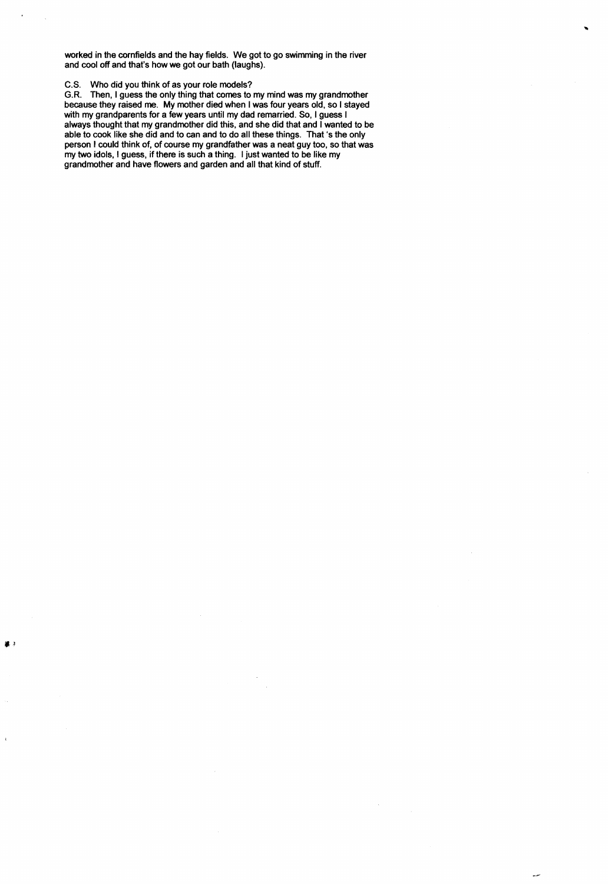worked in the cornfields and the hay fields. We got to go swimming in the river and cool off and that's how we got our bath (laughs).

C.S. Who did you think of as your role models?
G.R. Then, I guess the only thing that comes to my mind was my grandmother because they raised me. My mother died when I was four years old, so I stayed with my grandparents for a few years until my dad remarried. So, I guess I always thought that my grandmother did this, and she did that and I wanted to be able to cook like she did and to can and to do all these things. That 's the only person I could think of, of course my grandfather was a neat guy too, so that was my two idols, I guess, if there is such a thing. I just wanted to be like my grandmother and have flowers and garden and all that kind of stuff.